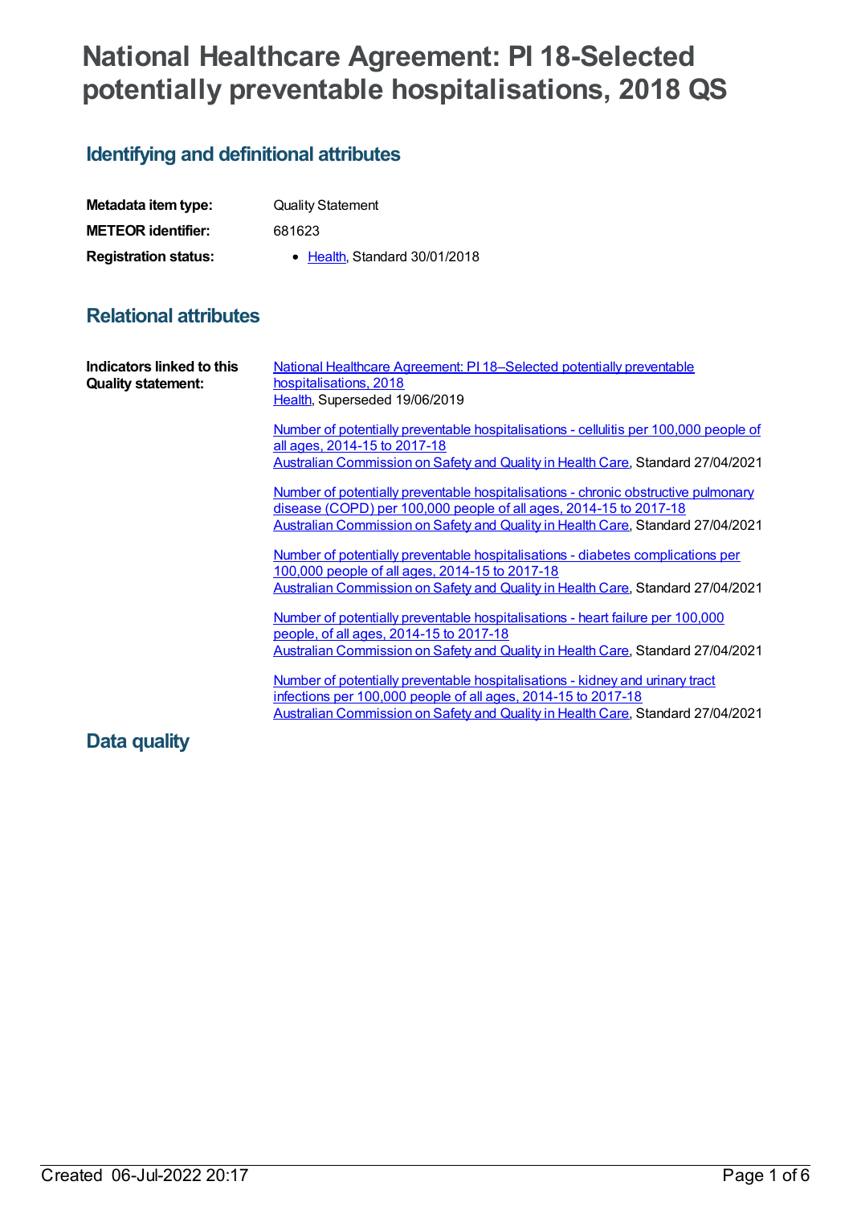# National Healthcare Agreement: PI 18-Selected potentially preventable hospitalisations, 2018 QS

## Identifying and definitional attributes

| | |
|---|---|
| **Metadata item type:** | Quality Statement |
| **METEOR identifier:** | 681623 |
| **Registration status:** | • Health, Standard 30/01/2018 |

## Relational attributes

**Indicators linked to this Quality statement:**

National Healthcare Agreement: PI 18–Selected potentially preventable hospitalisations, 2018
Health, Superseded 19/06/2019

Number of potentially preventable hospitalisations - cellulitis per 100,000 people of all ages, 2014-15 to 2017-18
Australian Commission on Safety and Quality in Health Care, Standard 27/04/2021

Number of potentially preventable hospitalisations - chronic obstructive pulmonary disease (COPD) per 100,000 people of all ages, 2014-15 to 2017-18
Australian Commission on Safety and Quality in Health Care, Standard 27/04/2021

Number of potentially preventable hospitalisations - diabetes complications per 100,000 people of all ages, 2014-15 to 2017-18
Australian Commission on Safety and Quality in Health Care, Standard 27/04/2021

Number of potentially preventable hospitalisations - heart failure per 100,000 people, of all ages, 2014-15 to 2017-18
Australian Commission on Safety and Quality in Health Care, Standard 27/04/2021

Number of potentially preventable hospitalisations - kidney and urinary tract infections per 100,000 people of all ages, 2014-15 to 2017-18
Australian Commission on Safety and Quality in Health Care, Standard 27/04/2021

## Data quality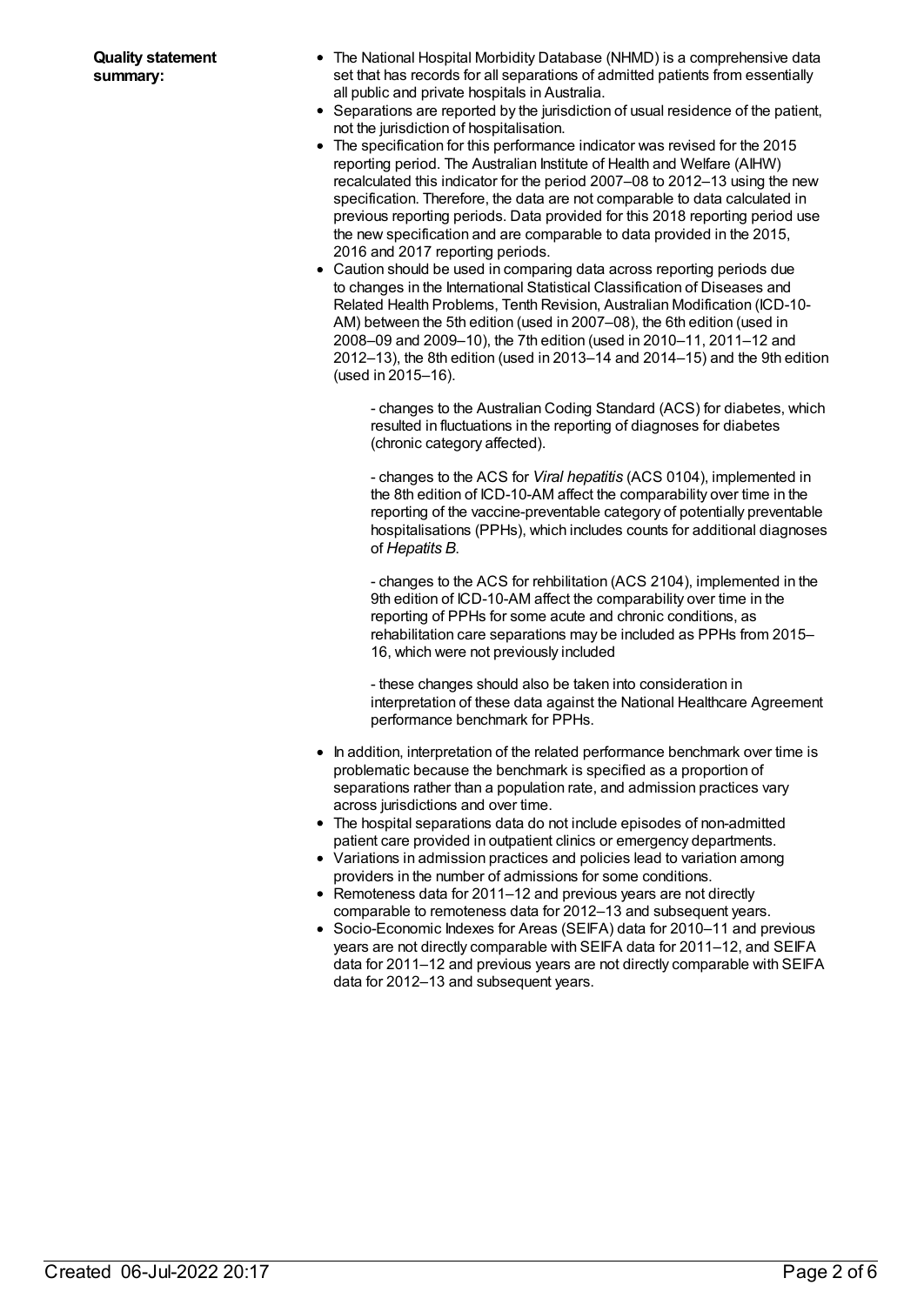**Quality statement summary:**

- The National Hospital Morbidity Database (NHMD) is a comprehensive data set that has records for all separations of admitted patients from essentially all public and private hospitals in Australia.
- Separations are reported by the jurisdiction of usual residence of the patient, not the jurisdiction of hospitalisation.
- The specification for this performance indicator was revised for the 2015 reporting period. The Australian Institute of Health and Welfare (AIHW) recalculated this indicator for the period 2007–08 to 2012–13 using the new specification. Therefore, the data are not comparable to data calculated in previous reporting periods. Data provided for this 2018 reporting period use the new specification and are comparable to data provided in the 2015, 2016 and 2017 reporting periods.
- Caution should be used in comparing data across reporting periods due to changes in the International Statistical Classification of Diseases and Related Health Problems, Tenth Revision, Australian Modification (ICD-10-AM) between the 5th edition (used in 2007–08), the 6th edition (used in 2008–09 and 2009–10), the 7th edition (used in 2010–11, 2011–12 and 2012–13), the 8th edition (used in 2013–14 and 2014–15) and the 9th edition (used in 2015–16).

    - changes to the Australian Coding Standard (ACS) for diabetes, which resulted in fluctuations in the reporting of diagnoses for diabetes (chronic category affected).

    - changes to the ACS for *Viral hepatitis* (ACS 0104), implemented in the 8th edition of ICD-10-AM affect the comparability over time in the reporting of the vaccine-preventable category of potentially preventable hospitalisations (PPHs), which includes counts for additional diagnoses of *Hepatits B.*

    - changes to the ACS for rehbilitation (ACS 2104), implemented in the 9th edition of ICD-10-AM affect the comparability over time in the reporting of PPHs for some acute and chronic conditions, as rehabilitation care separations may be included as PPHs from 2015–16, which were not previously included

    - these changes should also be taken into consideration in interpretation of these data against the National Healthcare Agreement performance benchmark for PPHs.

- In addition, interpretation of the related performance benchmark over time is problematic because the benchmark is specified as a proportion of separations rather than a population rate, and admission practices vary across jurisdictions and over time.
- The hospital separations data do not include episodes of non-admitted patient care provided in outpatient clinics or emergency departments.
- Variations in admission practices and policies lead to variation among providers in the number of admissions for some conditions.
- Remoteness data for 2011–12 and previous years are not directly comparable to remoteness data for 2012–13 and subsequent years.
- Socio-Economic Indexes for Areas (SEIFA) data for 2010–11 and previous years are not directly comparable with SEIFA data for 2011–12, and SEIFA data for 2011–12 and previous years are not directly comparable with SEIFA data for 2012–13 and subsequent years.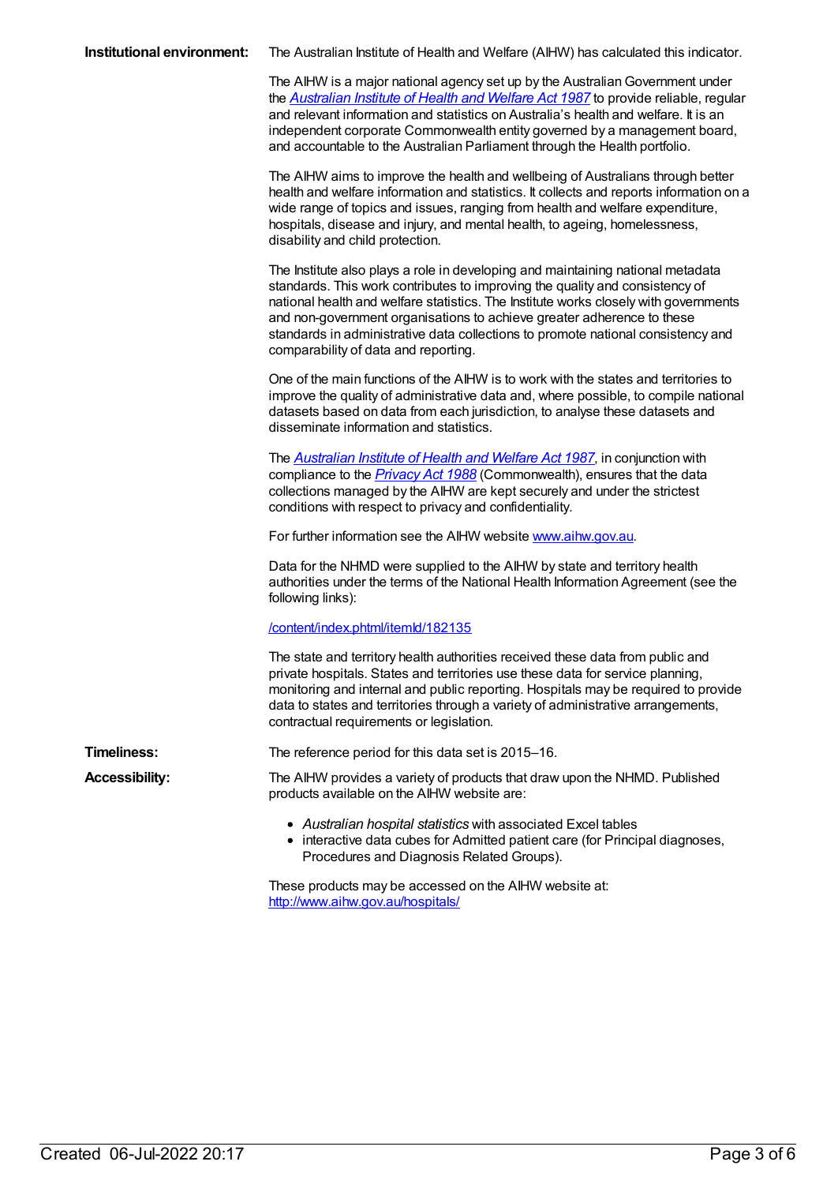**Institutional environment:** The Australian Institute of Health and Welfare (AIHW) has calculated this indicator.

The AIHW is a major national agency set up by the Australian Government under the *[Australian Institute of Health and Welfare Act 1987](https://www.legislation.gov.au/Details/C2015C00577)* to provide reliable, regular and relevant information and statistics on Australia's health and welfare. It is an independent corporate Commonwealth entity governed by a management board, and accountable to the Australian Parliament through the Health portfolio.

The AIHW aims to improve the health and wellbeing of Australians through better health and welfare information and statistics. It collects and reports information on a wide range of topics and issues, ranging from health and welfare expenditure, hospitals, disease and injury, and mental health, to ageing, homelessness, disability and child protection.

The Institute also plays a role in developing and maintaining national metadata standards. This work contributes to improving the quality and consistency of national health and welfare statistics. The Institute works closely with governments and non-government organisations to achieve greater adherence to these standards in administrative data collections to promote national consistency and comparability of data and reporting.

One of the main functions of the AIHW is to work with the states and territories to improve the quality of administrative data and, where possible, to compile national datasets based on data from each jurisdiction, to analyse these datasets and disseminate information and statistics.

The *Australian Institute of Health and Welfare Act 1987*, in conjunction with compliance to the *Privacy Act 1988* (Commonwealth), ensures that the data collections managed by the AIHW are kept securely and under the strictest conditions with respect to privacy and confidentiality.

For further information see the AIHW website www.aihw.gov.au.

Data for the NHMD were supplied to the AIHW by state and territory health authorities under the terms of the National Health Information Agreement (see the following links):

/content/index.phtml/itemId/182135

The state and territory health authorities received these data from public and private hospitals. States and territories use these data for service planning, monitoring and internal and public reporting. Hospitals may be required to provide data to states and territories through a variety of administrative arrangements, contractual requirements or legislation.

**Timeliness:** The reference period for this data set is 2015–16.

**Accessibility:** The AIHW provides a variety of products that draw upon the NHMD. Published products available on the AIHW website are:

- *Australian hospital statistics* with associated Excel tables
- interactive data cubes for Admitted patient care (for Principal diagnoses, Procedures and Diagnosis Related Groups).

These products may be accessed on the AIHW website at: http://www.aihw.gov.au/hospitals/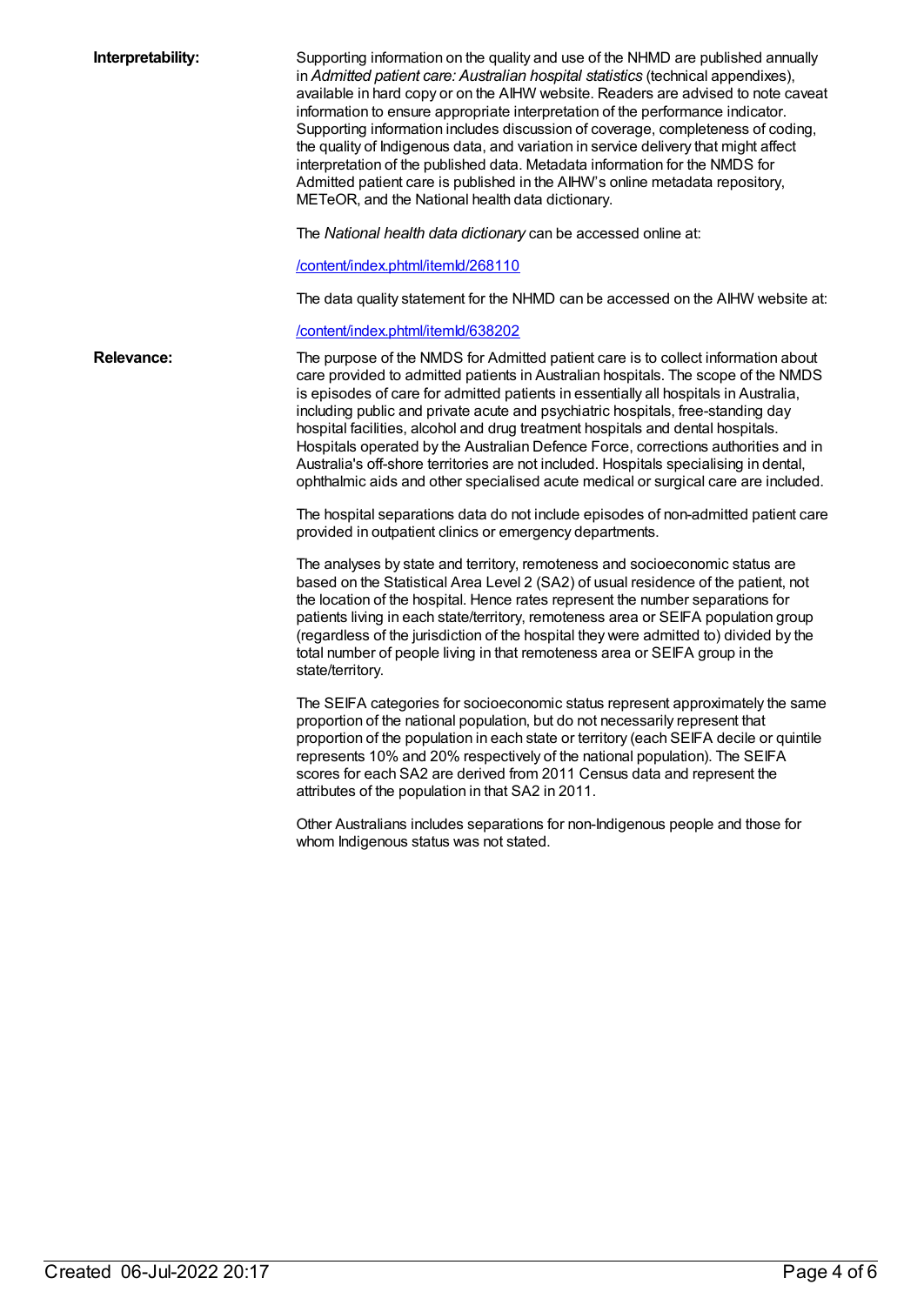**Interpretability:**

Supporting information on the quality and use of the NHMD are published annually in *Admitted patient care: Australian hospital statistics* (technical appendixes), available in hard copy or on the AIHW website. Readers are advised to note caveat information to ensure appropriate interpretation of the performance indicator. Supporting information includes discussion of coverage, completeness of coding, the quality of Indigenous data, and variation in service delivery that might affect interpretation of the published data. Metadata information for the NMDS for Admitted patient care is published in the AIHW's online metadata repository, METeOR, and the National health data dictionary.

The *National health data dictionary* can be accessed online at:

[/content/index.phtml/itemId/268110](/content/index.phtml/itemId/268110)

The data quality statement for the NHMD can be accessed on the AIHW website at:

[/content/index.phtml/itemId/638202](/content/index.phtml/itemId/638202)

**Relevance:**

The purpose of the NMDS for Admitted patient care is to collect information about care provided to admitted patients in Australian hospitals. The scope of the NMDS is episodes of care for admitted patients in essentially all hospitals in Australia, including public and private acute and psychiatric hospitals, free-standing day hospital facilities, alcohol and drug treatment hospitals and dental hospitals. Hospitals operated by the Australian Defence Force, corrections authorities and in Australia's off-shore territories are not included. Hospitals specialising in dental, ophthalmic aids and other specialised acute medical or surgical care are included.

The hospital separations data do not include episodes of non-admitted patient care provided in outpatient clinics or emergency departments.

The analyses by state and territory, remoteness and socioeconomic status are based on the Statistical Area Level 2 (SA2) of usual residence of the patient, not the location of the hospital. Hence rates represent the number separations for patients living in each state/territory, remoteness area or SEIFA population group (regardless of the jurisdiction of the hospital they were admitted to) divided by the total number of people living in that remoteness area or SEIFA group in the state/territory.

The SEIFA categories for socioeconomic status represent approximately the same proportion of the national population, but do not necessarily represent that proportion of the population in each state or territory (each SEIFA decile or quintile represents 10% and 20% respectively of the national population). The SEIFA scores for each SA2 are derived from 2011 Census data and represent the attributes of the population in that SA2 in 2011.

Other Australians includes separations for non-Indigenous people and those for whom Indigenous status was not stated.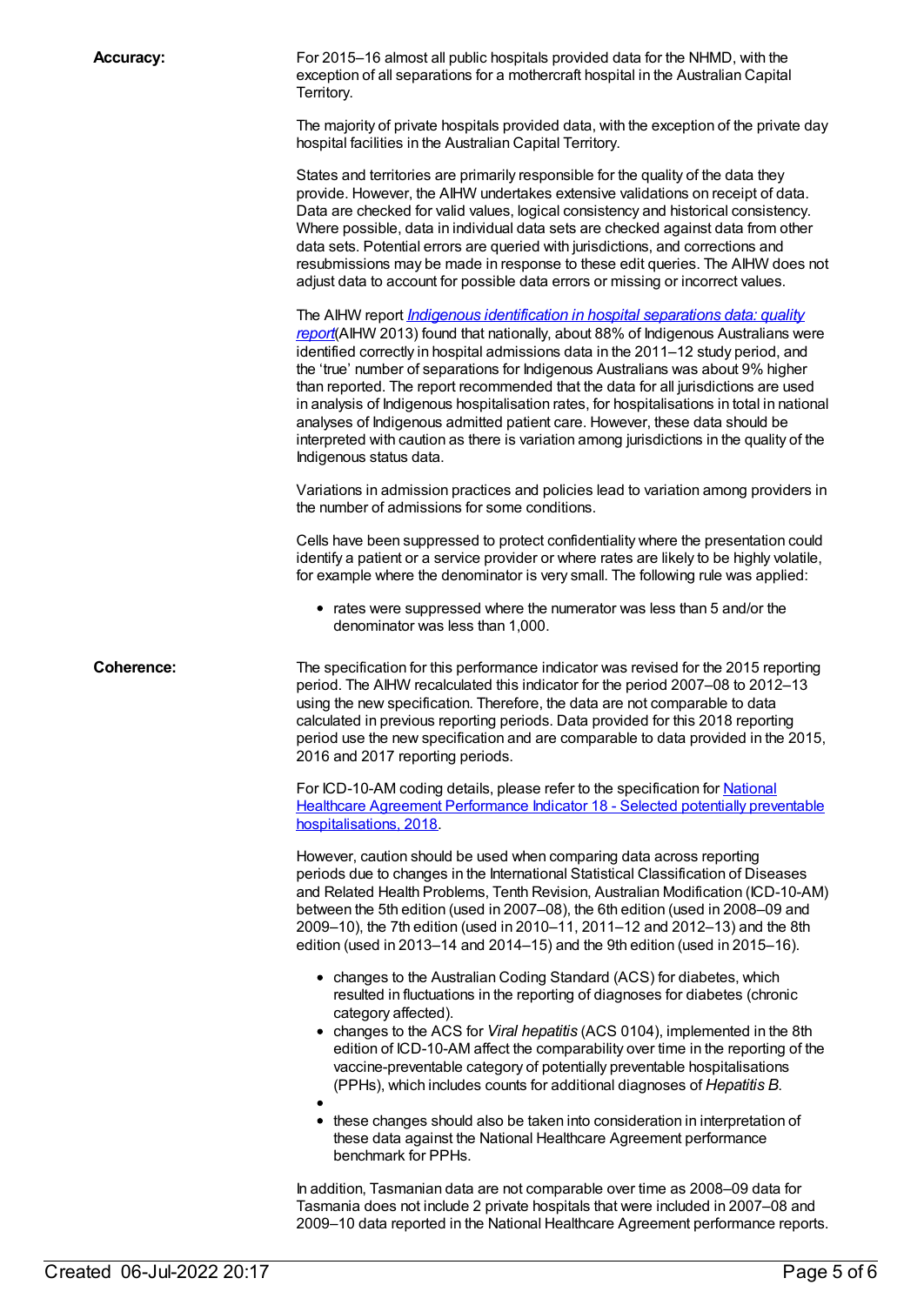**Accuracy:**

For 2015–16 almost all public hospitals provided data for the NHMD, with the exception of all separations for a mothercraft hospital in the Australian Capital Territory.

The majority of private hospitals provided data, with the exception of the private day hospital facilities in the Australian Capital Territory.

States and territories are primarily responsible for the quality of the data they provide. However, the AIHW undertakes extensive validations on receipt of data. Data are checked for valid values, logical consistency and historical consistency. Where possible, data in individual data sets are checked against data from other data sets. Potential errors are queried with jurisdictions, and corrections and resubmissions may be made in response to these edit queries. The AIHW does not adjust data to account for possible data errors or missing or incorrect values.

The AIHW report *Indigenous identification in hospital separations data: quality report*(AIHW 2013) found that nationally, about 88% of Indigenous Australians were identified correctly in hospital admissions data in the 2011–12 study period, and the 'true' number of separations for Indigenous Australians was about 9% higher than reported. The report recommended that the data for all jurisdictions are used in analysis of Indigenous hospitalisation rates, for hospitalisations in total in national analyses of Indigenous admitted patient care. However, these data should be interpreted with caution as there is variation among jurisdictions in the quality of the Indigenous status data.

Variations in admission practices and policies lead to variation among providers in the number of admissions for some conditions.

Cells have been suppressed to protect confidentiality where the presentation could identify a patient or a service provider or where rates are likely to be highly volatile, for example where the denominator is very small. The following rule was applied:

- rates were suppressed where the numerator was less than 5 and/or the denominator was less than 1,000.

**Coherence:**

The specification for this performance indicator was revised for the 2015 reporting period. The AIHW recalculated this indicator for the period 2007–08 to 2012–13 using the new specification. Therefore, the data are not comparable to data calculated in previous reporting periods. Data provided for this 2018 reporting period use the new specification and are comparable to data provided in the 2015, 2016 and 2017 reporting periods.

For ICD-10-AM coding details, please refer to the specification for National Healthcare Agreement Performance Indicator 18 - Selected potentially preventable hospitalisations, 2018.

However, caution should be used when comparing data across reporting periods due to changes in the International Statistical Classification of Diseases and Related Health Problems, Tenth Revision, Australian Modification (ICD-10-AM) between the 5th edition (used in 2007–08), the 6th edition (used in 2008–09 and 2009–10), the 7th edition (used in 2010–11, 2011–12 and 2012–13) and the 8th edition (used in 2013–14 and 2014–15) and the 9th edition (used in 2015–16).

- changes to the Australian Coding Standard (ACS) for diabetes, which resulted in fluctuations in the reporting of diagnoses for diabetes (chronic category affected).
- changes to the ACS for *Viral hepatitis* (ACS 0104), implemented in the 8th edition of ICD-10-AM affect the comparability over time in the reporting of the vaccine-preventable category of potentially preventable hospitalisations (PPHs), which includes counts for additional diagnoses of *Hepatitis B*.
- 
- these changes should also be taken into consideration in interpretation of these data against the National Healthcare Agreement performance benchmark for PPHs.

In addition, Tasmanian data are not comparable over time as 2008–09 data for Tasmania does not include 2 private hospitals that were included in 2007–08 and 2009–10 data reported in the National Healthcare Agreement performance reports.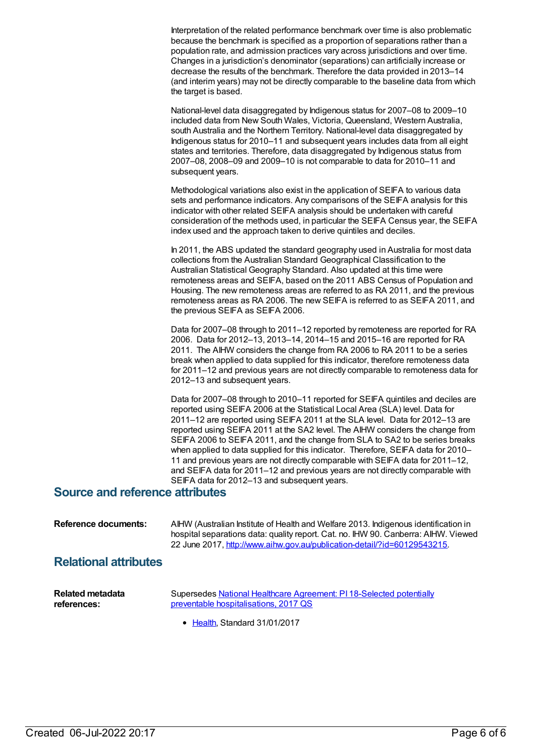Interpretation of the related performance benchmark over time is also problematic because the benchmark is specified as a proportion of separations rather than a population rate, and admission practices vary across jurisdictions and over time. Changes in a jurisdiction's denominator (separations) can artificially increase or decrease the results of the benchmark. Therefore the data provided in 2013–14 (and interim years) may not be directly comparable to the baseline data from which the target is based.

National-level data disaggregated by Indigenous status for 2007–08 to 2009–10 included data from New South Wales, Victoria, Queensland, Western Australia, south Australia and the Northern Territory. National-level data disaggregated by Indigenous status for 2010–11 and subsequent years includes data from all eight states and territories. Therefore, data disaggregated by Indigenous status from 2007–08, 2008–09 and 2009–10 is not comparable to data for 2010–11 and subsequent years.

Methodological variations also exist in the application of SEIFA to various data sets and performance indicators. Any comparisons of the SEIFA analysis for this indicator with other related SEIFA analysis should be undertaken with careful consideration of the methods used, in particular the SEIFA Census year, the SEIFA index used and the approach taken to derive quintiles and deciles.

In 2011, the ABS updated the standard geography used in Australia for most data collections from the Australian Standard Geographical Classification to the Australian Statistical Geography Standard. Also updated at this time were remoteness areas and SEIFA, based on the 2011 ABS Census of Population and Housing. The new remoteness areas are referred to as RA 2011, and the previous remoteness areas as RA 2006. The new SEIFA is referred to as SEIFA 2011, and the previous SEIFA as SEIFA 2006.

Data for 2007–08 through to 2011–12 reported by remoteness are reported for RA 2006. Data for 2012–13, 2013–14, 2014–15 and 2015–16 are reported for RA 2011. The AIHW considers the change from RA 2006 to RA 2011 to be a series break when applied to data supplied for this indicator, therefore remoteness data for 2011–12 and previous years are not directly comparable to remoteness data for 2012–13 and subsequent years.

Data for 2007–08 through to 2010–11 reported for SEIFA quintiles and deciles are reported using SEIFA 2006 at the Statistical Local Area (SLA) level. Data for 2011–12 are reported using SEIFA 2011 at the SLA level. Data for 2012–13 are reported using SEIFA 2011 at the SA2 level. The AIHW considers the change from SEIFA 2006 to SEIFA 2011, and the change from SLA to SA2 to be series breaks when applied to data supplied for this indicator. Therefore, SEIFA data for 2010–11 and previous years are not directly comparable with SEIFA data for 2011–12, and SEIFA data for 2011–12 and previous years are not directly comparable with SEIFA data for 2012–13 and subsequent years.

## Source and reference attributes

**Reference documents:** AIHW (Australian Institute of Health and Welfare 2013. Indigenous identification in hospital separations data: quality report. Cat. no. IHW 90. Canberra: AIHW. Viewed 22 June 2017, http://www.aihw.gov.au/publication-detail/?id=60129543215.

## Relational attributes

**Related metadata references:** Supersedes National Healthcare Agreement: PI 18-Selected potentially preventable hospitalisations, 2017 QS

- Health, Standard 31/01/2017